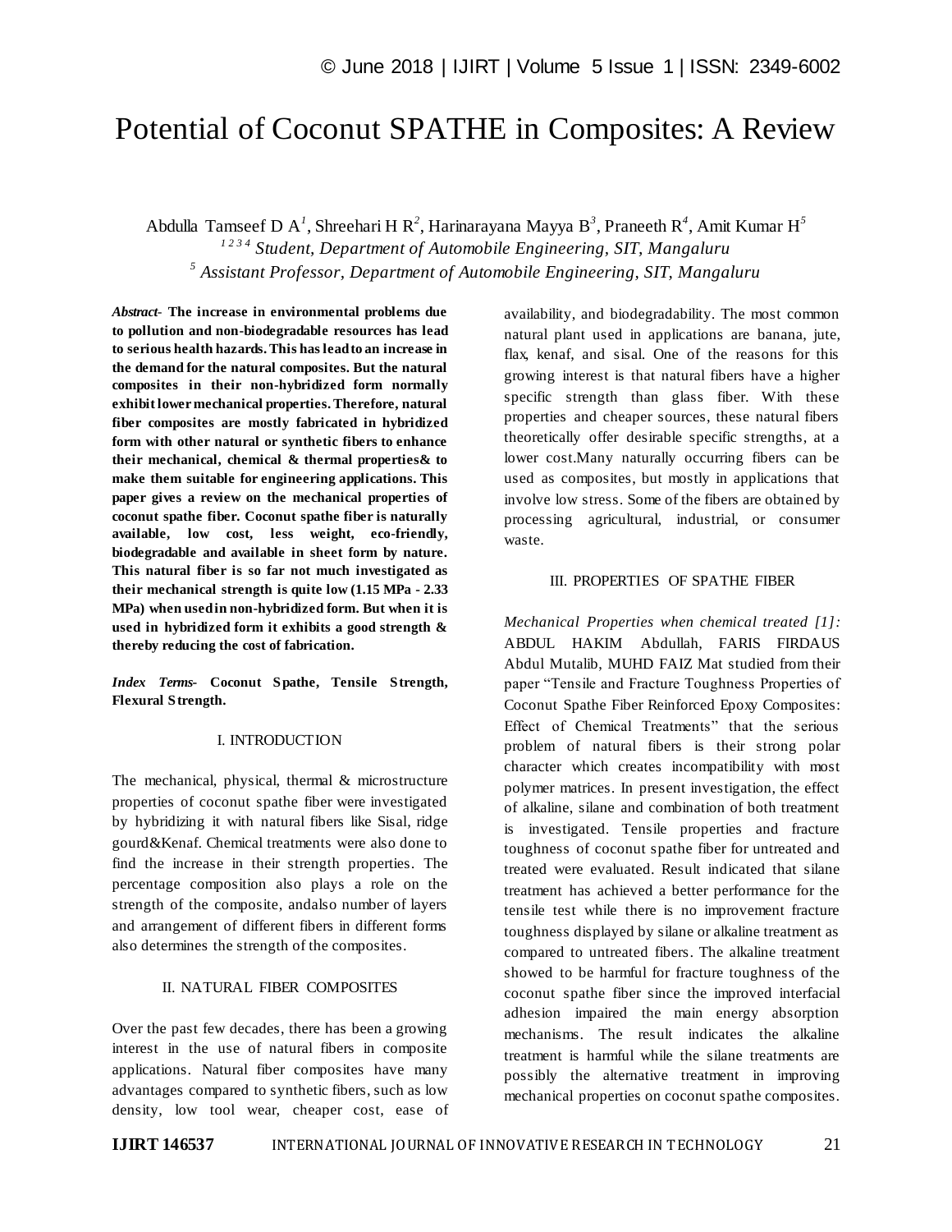# Potential of Coconut SPATHE in Composites: A Review

Abdulla Tamseef D A[1], Shreehari H R[2], Harinarayana Mayya B[3], Praneeth R[4], Amit Kumar H[5]

*[1 2 3 4] Student, Department of Automobile Engineering, SIT, Mangaluru*

*[5] Assistant Professor, Department of Automobile Engineering, SIT, Mangaluru*

***Abstract-*** **The increase in environmental problems due to pollution and non-biodegradable resources has lead to serious health hazards. This has lead to an increase in the demand for the natural composites. But the natural composites in their non-hybridized form normally exhibit lower mechanical properties. Therefore, natural fiber composites are mostly fabricated in hybridized form with other natural or synthetic fibers to enhance their mechanical, chemical & thermal properties& to make them suitable for engineering applications. This paper gives a review on the mechanical properties of coconut spathe fiber. Coconut spathe fiber is naturally available, low cost, less weight, eco-friendly, biodegradable and available in sheet form by nature. This natural fiber is so far not much investigated as their mechanical strength is quite low (1.15 MPa - 2.33 MPa) when used in non-hybridized form. But when it is used in hybridized form it exhibits a good strength & thereby reducing the cost of fabrication.**

***Index Terms-*** **Coconut Spathe, Tensile Strength, Flexural Strength.**

## I. INTRODUCTION

The mechanical, physical, thermal & microstructure properties of coconut spathe fiber were investigated by hybridizing it with natural fibers like Sisal, ridge gourd&Kenaf. Chemical treatments were also done to find the increase in their strength properties. The percentage composition also plays a role on the strength of the composite, andalso number of layers and arrangement of different fibers in different forms also determines the strength of the composites.

## II. NATURAL FIBER COMPOSITES

Over the past few decades, there has been a growing interest in the use of natural fibers in composite applications. Natural fiber composites have many advantages compared to synthetic fibers, such as low density, low tool wear, cheaper cost, ease of availability, and biodegradability. The most common natural plant used in applications are banana, jute, flax, kenaf, and sisal. One of the reasons for this growing interest is that natural fibers have a higher specific strength than glass fiber. With these properties and cheaper sources, these natural fibers theoretically offer desirable specific strengths, at a lower cost.Many naturally occurring fibers can be used as composites, but mostly in applications that involve low stress. Some of the fibers are obtained by processing agricultural, industrial, or consumer waste.

## III. PROPERTIES OF SPATHE FIBER

*Mechanical Properties when chemical treated [1]:* ABDUL HAKIM Abdullah, FARIS FIRDAUS Abdul Mutalib, MUHD FAIZ Mat studied from their paper "Tensile and Fracture Toughness Properties of Coconut Spathe Fiber Reinforced Epoxy Composites: Effect of Chemical Treatments" that the serious problem of natural fibers is their strong polar character which creates incompatibility with most polymer matrices. In present investigation, the effect of alkaline, silane and combination of both treatment is investigated. Tensile properties and fracture toughness of coconut spathe fiber for untreated and treated were evaluated. Result indicated that silane treatment has achieved a better performance for the tensile test while there is no improvement fracture toughness displayed by silane or alkaline treatment as compared to untreated fibers. The alkaline treatment showed to be harmful for fracture toughness of the coconut spathe fiber since the improved interfacial adhesion impaired the main energy absorption mechanisms. The result indicates the alkaline treatment is harmful while the silane treatments are possibly the alternative treatment in improving mechanical properties on coconut spathe composites.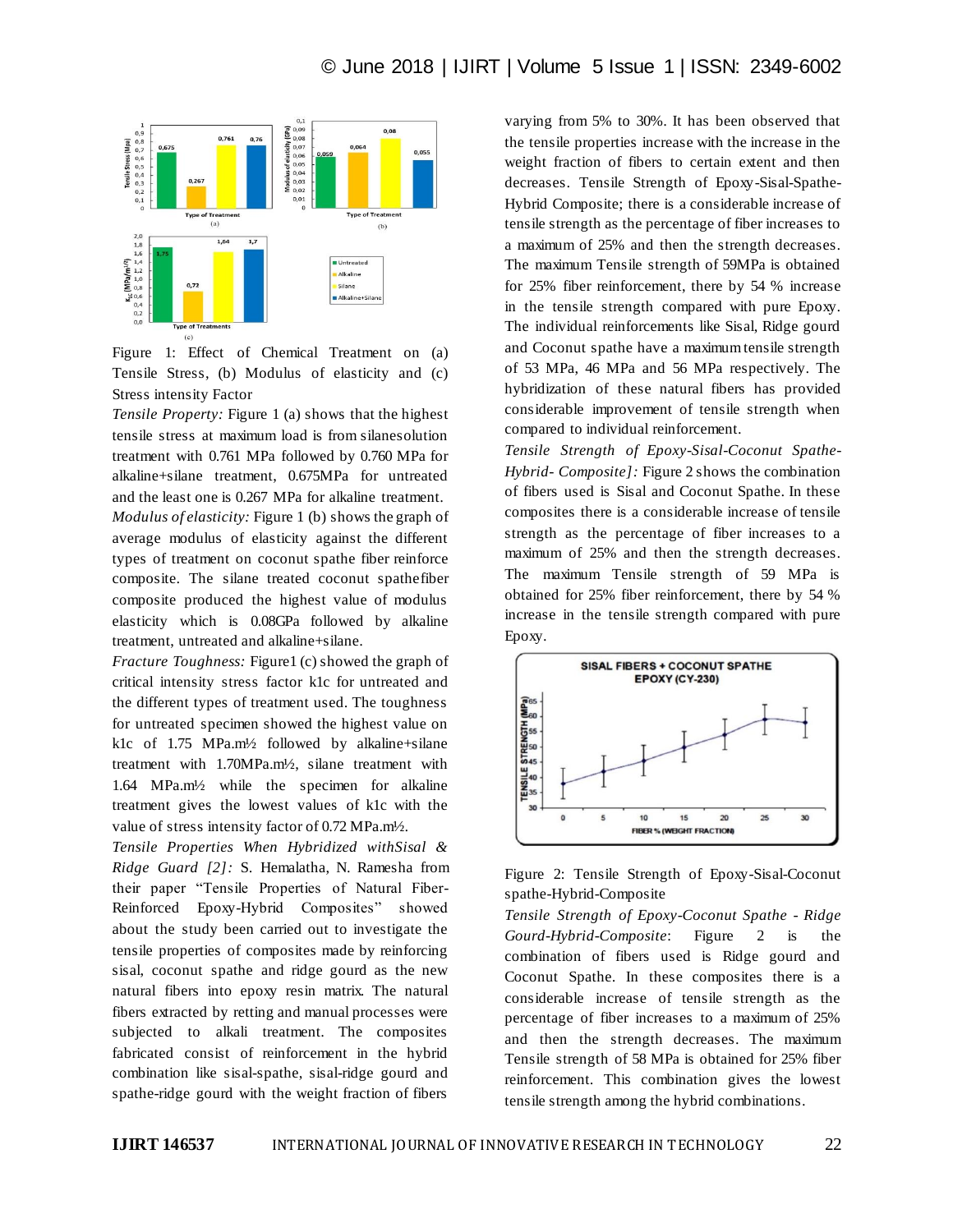Figure 1: Effect of Chemical Treatment on (a) Tensile Stress, (b) Modulus of elasticity and (c) Stress intensity Factor

*Tensile Property:* Figure 1 (a) shows that the highest tensile stress at maximum load is from silanesolution treatment with 0.761 MPa followed by 0.760 MPa for alkaline+silane treatment, 0.675MPa for untreated and the least one is 0.267 MPa for alkaline treatment.

*Modulus of elasticity:* Figure 1 (b) shows the graph of average modulus of elasticity against the different types of treatment on coconut spathe fiber reinforce composite. The silane treated coconut spathefiber composite produced the highest value of modulus elasticity which is 0.08GPa followed by alkaline treatment, untreated and alkaline+silane.

*Fracture Toughness:* Figure1 (c) showed the graph of critical intensity stress factor k1c for untreated and the different types of treatment used. The toughness for untreated specimen showed the highest value on k1c of 1.75 MPa.m½ followed by alkaline+silane treatment with 1.70MPa.m½, silane treatment with 1.64 MPa.m½ while the specimen for alkaline treatment gives the lowest values of k1c with the value of stress intensity factor of 0.72 MPa.m½.

*Tensile Properties When Hybridized withSisal & Ridge Guard [2]:* S. Hemalatha, N. Ramesha from their paper "Tensile Properties of Natural Fiber-Reinforced Epoxy-Hybrid Composites" showed about the study been carried out to investigate the tensile properties of composites made by reinforcing sisal, coconut spathe and ridge gourd as the new natural fibers into epoxy resin matrix. The natural fibers extracted by retting and manual processes were subjected to alkali treatment. The composites fabricated consist of reinforcement in the hybrid combination like sisal-spathe, sisal-ridge gourd and spathe-ridge gourd with the weight fraction of fibers varying from 5% to 30%. It has been observed that the tensile properties increase with the increase in the weight fraction of fibers to certain extent and then decreases. Tensile Strength of Epoxy-Sisal-Spathe-Hybrid Composite; there is a considerable increase of tensile strength as the percentage of fiber increases to a maximum of 25% and then the strength decreases. The maximum Tensile strength of 59MPa is obtained for 25% fiber reinforcement, there by 54 % increase in the tensile strength compared with pure Epoxy. The individual reinforcements like Sisal, Ridge gourd and Coconut spathe have a maximum tensile strength of 53 MPa, 46 MPa and 56 MPa respectively. The hybridization of these natural fibers has provided considerable improvement of tensile strength when compared to individual reinforcement.

*Tensile Strength of Epoxy-Sisal-Coconut Spathe-Hybrid- Composite]:* Figure 2 shows the combination of fibers used is Sisal and Coconut Spathe. In these composites there is a considerable increase of tensile strength as the percentage of fiber increases to a maximum of 25% and then the strength decreases. The maximum Tensile strength of 59 MPa is obtained for 25% fiber reinforcement, there by 54 % increase in the tensile strength compared with pure Epoxy.

Figure 2: Tensile Strength of Epoxy-Sisal-Coconut spathe-Hybrid-Composite

*Tensile Strength of Epoxy-Coconut Spathe - Ridge Gourd-Hybrid-Composite*: Figure 2 is the combination of fibers used is Ridge gourd and Coconut Spathe. In these composites there is a considerable increase of tensile strength as the percentage of fiber increases to a maximum of 25% and then the strength decreases. The maximum Tensile strength of 58 MPa is obtained for 25% fiber reinforcement. This combination gives the lowest tensile strength among the hybrid combinations.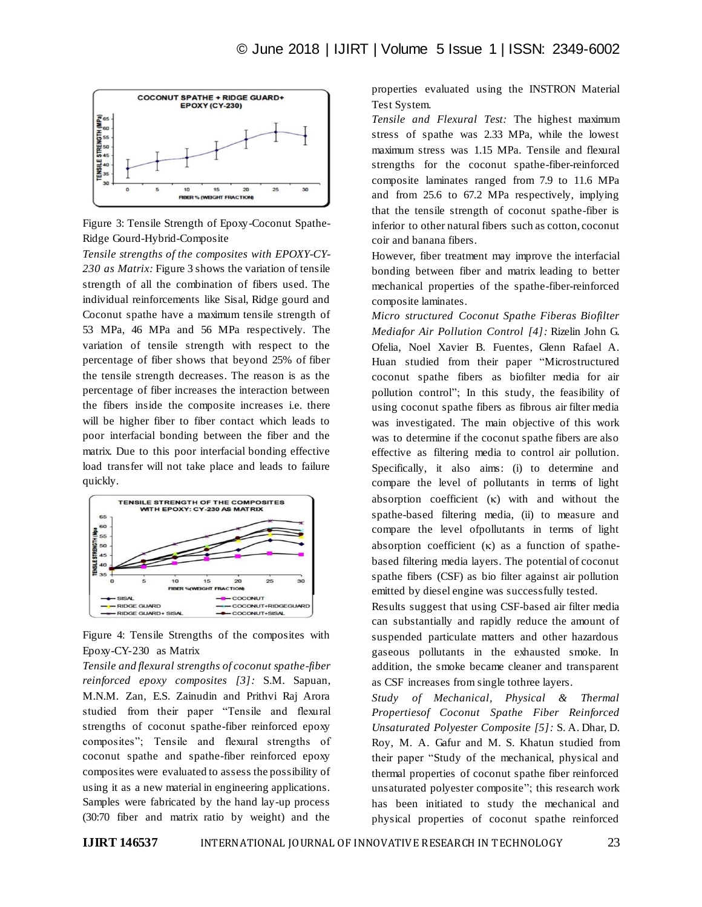Figure 3: Tensile Strength of Epoxy-Coconut Spathe-Ridge Gourd-Hybrid-Composite

*Tensile strengths of the composites with EPOXY-CY-230 as Matrix:* Figure 3 shows the variation of tensile strength of all the combination of fibers used. The individual reinforcements like Sisal, Ridge gourd and Coconut spathe have a maximum tensile strength of 53 MPa, 46 MPa and 56 MPa respectively. The variation of tensile strength with respect to the percentage of fiber shows that beyond 25% of fiber the tensile strength decreases. The reason is as the percentage of fiber increases the interaction between the fibers inside the composite increases i.e. there will be higher fiber to fiber contact which leads to poor interfacial bonding between the fiber and the matrix. Due to this poor interfacial bonding effective load transfer will not take place and leads to failure quickly.

Figure 4: Tensile Strengths of the composites with Epoxy-CY-230 as Matrix

*Tensile and flexural strengths of coconut spathe-fiber reinforced epoxy composites [3]:* S.M. Sapuan, M.N.M. Zan, E.S. Zainudin and Prithvi Raj Arora studied from their paper "Tensile and flexural strengths of coconut spathe-fiber reinforced epoxy composites"; Tensile and flexural strengths of coconut spathe and spathe-fiber reinforced epoxy composites were evaluated to assess the possibility of using it as a new material in engineering applications. Samples were fabricated by the hand lay-up process (30:70 fiber and matrix ratio by weight) and the properties evaluated using the INSTRON Material Test System.

*Tensile and Flexural Test:* The highest maximum stress of spathe was 2.33 MPa, while the lowest maximum stress was 1.15 MPa. Tensile and flexural strengths for the coconut spathe-fiber-reinforced composite laminates ranged from 7.9 to 11.6 MPa and from 25.6 to 67.2 MPa respectively, implying that the tensile strength of coconut spathe-fiber is inferior to other natural fibers such as cotton, coconut coir and banana fibers.

However, fiber treatment may improve the interfacial bonding between fiber and matrix leading to better mechanical properties of the spathe-fiber-reinforced composite laminates.

*Micro structured Coconut Spathe Fiberas Biofilter Mediafor Air Pollution Control [4]:* Rizelin John G. Ofelia, Noel Xavier B. Fuentes, Glenn Rafael A. Huan studied from their paper "Microstructured coconut spathe fibers as biofilter media for air pollution control"; In this study, the feasibility of using coconut spathe fibers as fibrous air filter media was investigated. The main objective of this work was to determine if the coconut spathe fibers are also effective as filtering media to control air pollution. Specifically, it also aims: (i) to determine and compare the level of pollutants in terms of light absorption coefficient (κ) with and without the spathe-based filtering media, (ii) to measure and compare the level ofpollutants in terms of light absorption coefficient (κ) as a function of spathe-based filtering media layers. The potential of coconut spathe fibers (CSF) as bio filter against air pollution emitted by diesel engine was successfully tested.

Results suggest that using CSF-based air filter media can substantially and rapidly reduce the amount of suspended particulate matters and other hazardous gaseous pollutants in the exhausted smoke. In addition, the smoke became cleaner and transparent as CSF increases from single tothree layers.

*Study of Mechanical, Physical & Thermal Propertiesof Coconut Spathe Fiber Reinforced Unsaturated Polyester Composite [5]:* S. A. Dhar, D. Roy, M. A. Gafur and M. S. Khatun studied from their paper "Study of the mechanical, physical and thermal properties of coconut spathe fiber reinforced unsaturated polyester composite"; this research work has been initiated to study the mechanical and physical properties of coconut spathe reinforced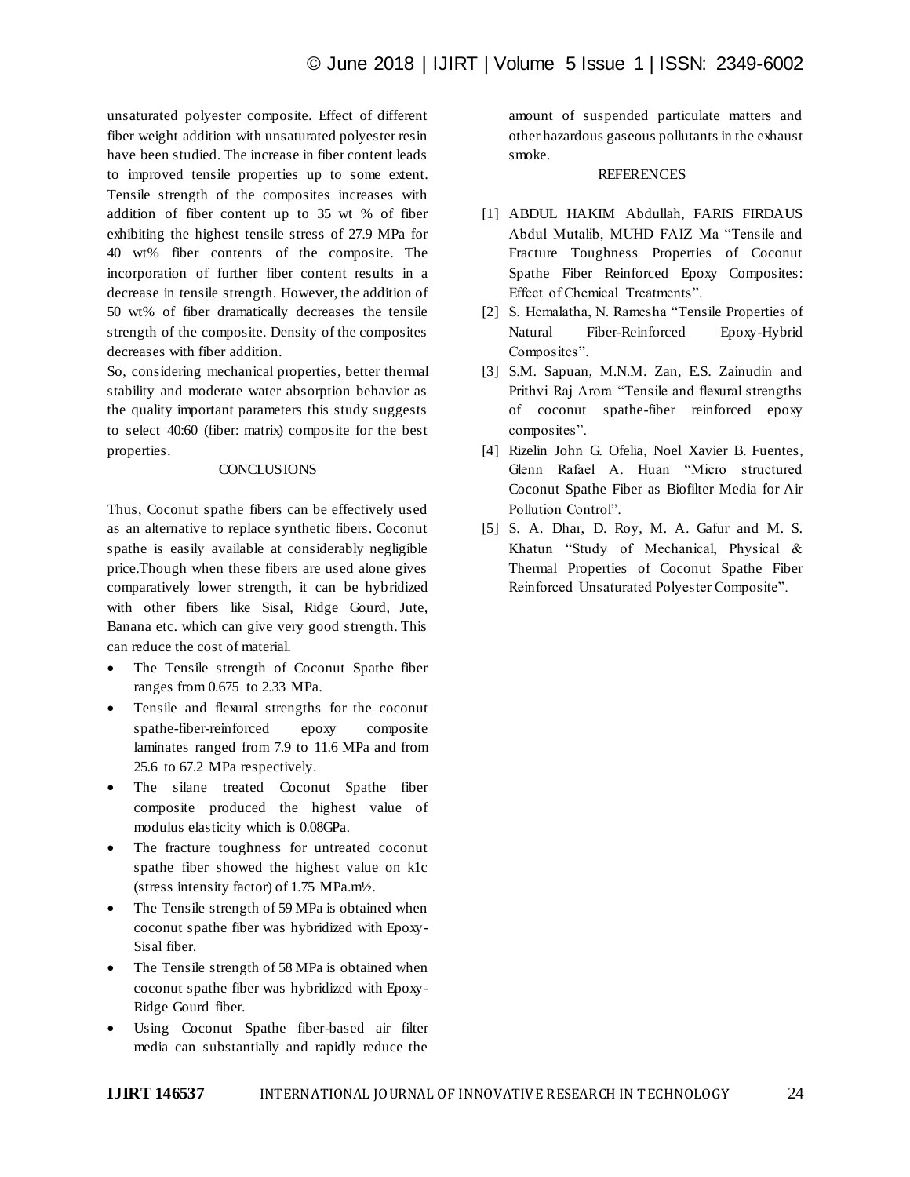unsaturated polyester composite. Effect of different fiber weight addition with unsaturated polyester resin have been studied. The increase in fiber content leads to improved tensile properties up to some extent. Tensile strength of the composites increases with addition of fiber content up to 35 wt % of fiber exhibiting the highest tensile stress of 27.9 MPa for 40 wt% fiber contents of the composite. The incorporation of further fiber content results in a decrease in tensile strength. However, the addition of 50 wt% of fiber dramatically decreases the tensile strength of the composite. Density of the composites decreases with fiber addition.

So, considering mechanical properties, better thermal stability and moderate water absorption behavior as the quality important parameters this study suggests to select 40:60 (fiber: matrix) composite for the best properties.

## CONCLUSIONS

Thus, Coconut spathe fibers can be effectively used as an alternative to replace synthetic fibers. Coconut spathe is easily available at considerably negligible price.Though when these fibers are used alone gives comparatively lower strength, it can be hybridized with other fibers like Sisal, Ridge Gourd, Jute, Banana etc. which can give very good strength. This can reduce the cost of material.

- The Tensile strength of Coconut Spathe fiber ranges from 0.675 to 2.33 MPa.
- Tensile and flexural strengths for the coconut spathe-fiber-reinforced epoxy composite laminates ranged from 7.9 to 11.6 MPa and from 25.6 to 67.2 MPa respectively.
- The silane treated Coconut Spathe fiber composite produced the highest value of modulus elasticity which is 0.08GPa.
- The fracture toughness for untreated coconut spathe fiber showed the highest value on k1c (stress intensity factor) of 1.75 MPa.m½.
- The Tensile strength of 59 MPa is obtained when coconut spathe fiber was hybridized with Epoxy-Sisal fiber.
- The Tensile strength of 58 MPa is obtained when coconut spathe fiber was hybridized with Epoxy-Ridge Gourd fiber.
- Using Coconut Spathe fiber-based air filter media can substantially and rapidly reduce the amount of suspended particulate matters and other hazardous gaseous pollutants in the exhaust smoke.

## REFERENCES

[1] ABDUL HAKIM Abdullah, FARIS FIRDAUS Abdul Mutalib, MUHD FAIZ Ma "Tensile and Fracture Toughness Properties of Coconut Spathe Fiber Reinforced Epoxy Composites: Effect of Chemical Treatments".

[2] S. Hemalatha, N. Ramesha "Tensile Properties of Natural Fiber-Reinforced Epoxy-Hybrid Composites".

[3] S.M. Sapuan, M.N.M. Zan, E.S. Zainudin and Prithvi Raj Arora "Tensile and flexural strengths of coconut spathe-fiber reinforced epoxy composites".

[4] Rizelin John G. Ofelia, Noel Xavier B. Fuentes, Glenn Rafael A. Huan "Micro structured Coconut Spathe Fiber as Biofilter Media for Air Pollution Control".

[5] S. A. Dhar, D. Roy, M. A. Gafur and M. S. Khatun "Study of Mechanical, Physical & Thermal Properties of Coconut Spathe Fiber Reinforced Unsaturated Polyester Composite".